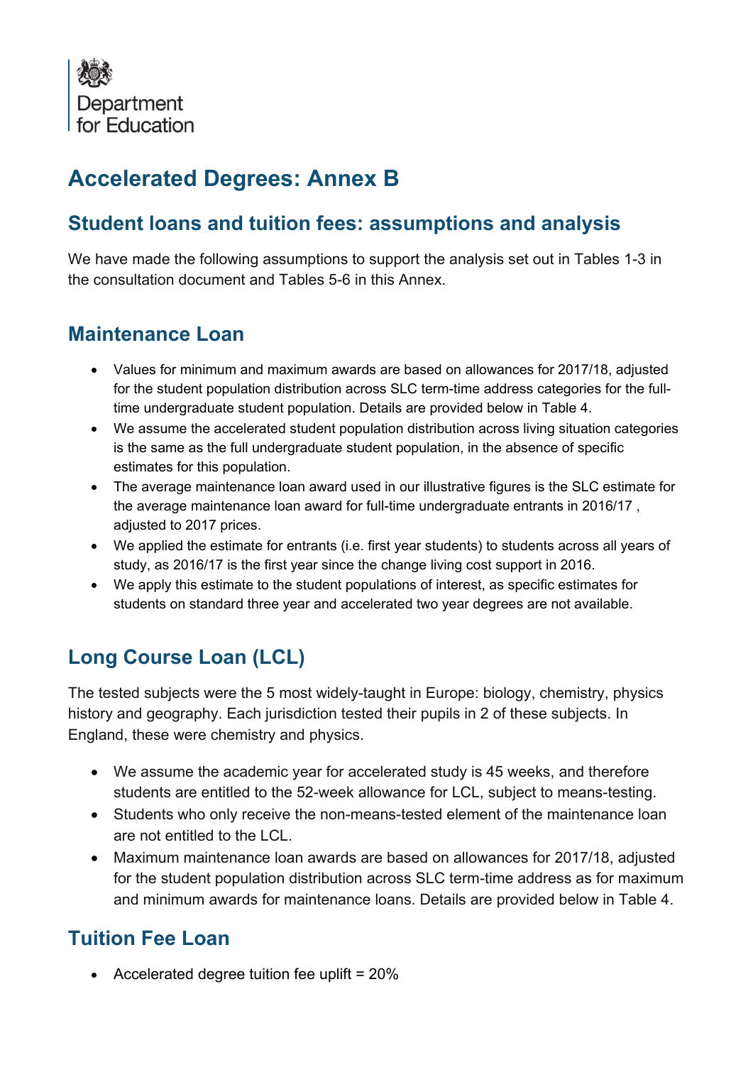Department for Education

# Accelerated Degrees: Annex B

## Student loans and tuition fees: assumptions and analysis

We have made the following assumptions to support the analysis set out in Tables 1-3 in the consultation document and Tables 5-6 in this Annex.

## Maintenance Loan

- Values for minimum and maximum awards are based on allowances for 2017/18, adjusted for the student population distribution across SLC term-time address categories for the full-time undergraduate student population. Details are provided below in Table 4.
- We assume the accelerated student population distribution across living situation categories is the same as the full undergraduate student population, in the absence of specific estimates for this population.
- The average maintenance loan award used in our illustrative figures is the SLC estimate for the average maintenance loan award for full-time undergraduate entrants in 2016/17 , adjusted to 2017 prices.
- We applied the estimate for entrants (i.e. first year students) to students across all years of study, as 2016/17 is the first year since the change living cost support in 2016.
- We apply this estimate to the student populations of interest, as specific estimates for students on standard three year and accelerated two year degrees are not available.

## Long Course Loan (LCL)

The tested subjects were the 5 most widely-taught in Europe: biology, chemistry, physics history and geography. Each jurisdiction tested their pupils in 2 of these subjects. In England, these were chemistry and physics.

- We assume the academic year for accelerated study is 45 weeks, and therefore students are entitled to the 52-week allowance for LCL, subject to means-testing.
- Students who only receive the non-means-tested element of the maintenance loan are not entitled to the LCL.
- Maximum maintenance loan awards are based on allowances for 2017/18, adjusted for the student population distribution across SLC term-time address as for maximum and minimum awards for maintenance loans. Details are provided below in Table 4.

## Tuition Fee Loan

- Accelerated degree tuition fee uplift = 20%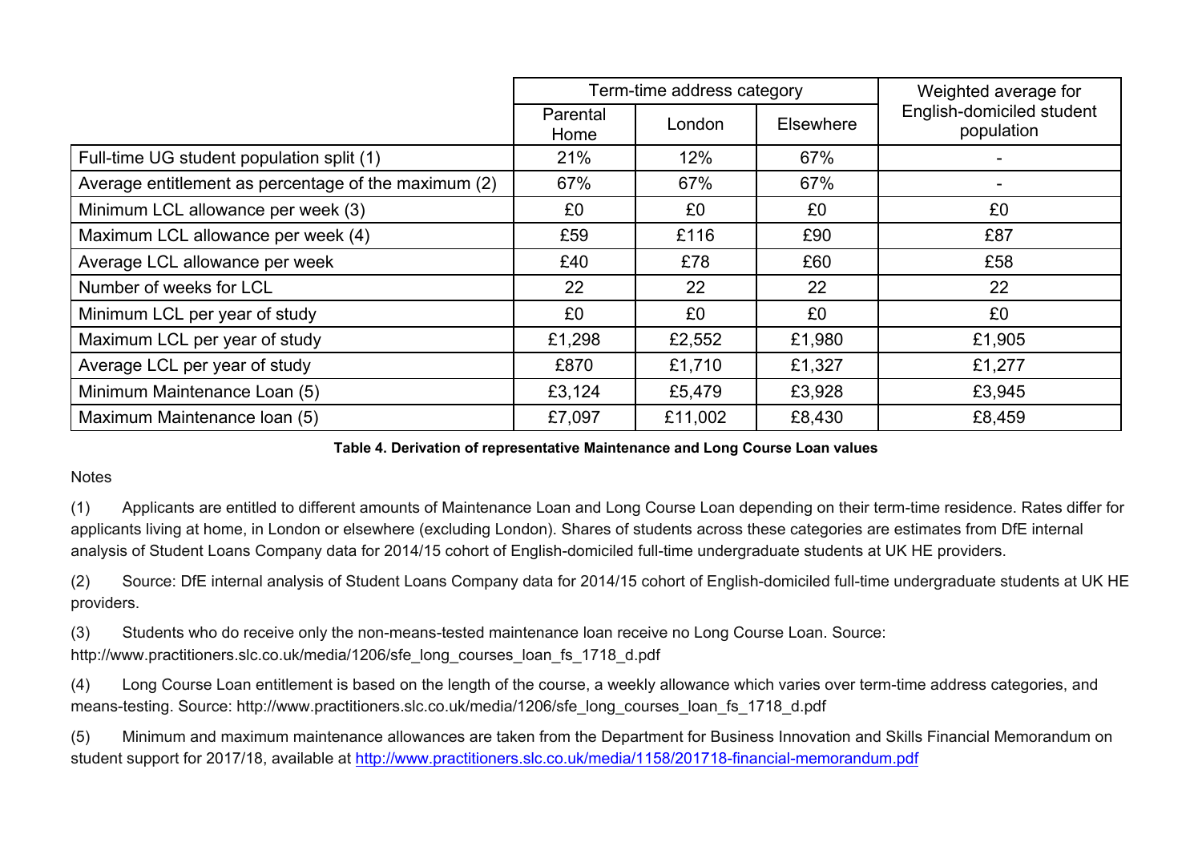| | Term-time address category | | | Weighted average for English-domiciled student population |
|---|---|---|---|---|
| | Parental Home | London | Elsewhere | |
| Full-time UG student population split (1) | 21% | 12% | 67% | - |
| Average entitlement as percentage of the maximum (2) | 67% | 67% | 67% | - |
| Minimum LCL allowance per week (3) | £0 | £0 | £0 | £0 |
| Maximum LCL allowance per week (4) | £59 | £116 | £90 | £87 |
| Average LCL allowance per week | £40 | £78 | £60 | £58 |
| Number of weeks for LCL | 22 | 22 | 22 | 22 |
| Minimum LCL per year of study | £0 | £0 | £0 | £0 |
| Maximum LCL per year of study | £1,298 | £2,552 | £1,980 | £1,905 |
| Average LCL per year of study | £870 | £1,710 | £1,327 | £1,277 |
| Minimum Maintenance Loan (5) | £3,124 | £5,479 | £3,928 | £3,945 |
| Maximum Maintenance loan (5) | £7,097 | £11,002 | £8,430 | £8,459 |

**Table 4. Derivation of representative Maintenance and Long Course Loan values**

Notes

(1) Applicants are entitled to different amounts of Maintenance Loan and Long Course Loan depending on their term-time residence. Rates differ for applicants living at home, in London or elsewhere (excluding London). Shares of students across these categories are estimates from DfE internal analysis of Student Loans Company data for 2014/15 cohort of English-domiciled full-time undergraduate students at UK HE providers.

(2) Source: DfE internal analysis of Student Loans Company data for 2014/15 cohort of English-domiciled full-time undergraduate students at UK HE providers.

(3) Students who do receive only the non-means-tested maintenance loan receive no Long Course Loan. Source: http://www.practitioners.slc.co.uk/media/1206/sfe_long_courses_loan_fs_1718_d.pdf

(4) Long Course Loan entitlement is based on the length of the course, a weekly allowance which varies over term-time address categories, and means-testing. Source: http://www.practitioners.slc.co.uk/media/1206/sfe_long_courses_loan_fs_1718_d.pdf

(5) Minimum and maximum maintenance allowances are taken from the Department for Business Innovation and Skills Financial Memorandum on student support for 2017/18, available at http://www.practitioners.slc.co.uk/media/1158/201718-financial-memorandum.pdf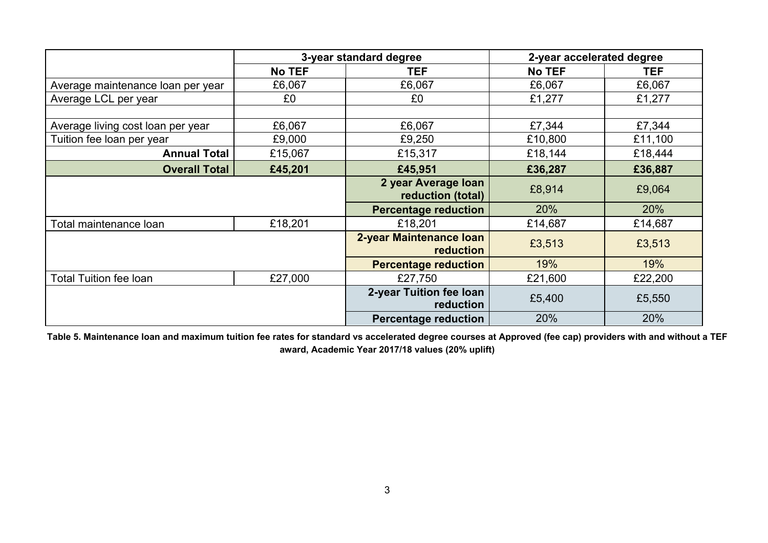| | 3-year standard degree | | 2-year accelerated degree | |
|---|---|---|---|---|
| | **No TEF** | **TEF** | **No TEF** | **TEF** |
| Average maintenance loan per year | £6,067 | £6,067 | £6,067 | £6,067 |
| Average LCL per year | £0 | £0 | £1,277 | £1,277 |
| | | | | |
| Average living cost loan per year | £6,067 | £6,067 | £7,344 | £7,344 |
| Tuition fee loan per year | £9,000 | £9,250 | £10,800 | £11,100 |
| **Annual Total** | £15,067 | £15,317 | £18,144 | £18,444 |
| **Overall Total** | **£45,201** | **£45,951** | **£36,287** | **£36,887** |
| | | **2 year Average loan reduction (total)** | £8,914 | £9,064 |
| | | **Percentage reduction** | 20% | 20% |
| Total maintenance loan | £18,201 | £18,201 | £14,687 | £14,687 |
| | | **2-year Maintenance loan reduction** | £3,513 | £3,513 |
| | | **Percentage reduction** | 19% | 19% |
| Total Tuition fee loan | £27,000 | £27,750 | £21,600 | £22,200 |
| | | **2-year Tuition fee loan reduction** | £5,400 | £5,550 |
| | | **Percentage reduction** | 20% | 20% |

**Table 5. Maintenance loan and maximum tuition fee rates for standard vs accelerated degree courses at Approved (fee cap) providers with and without a TEF award, Academic Year 2017/18 values (20% uplift)**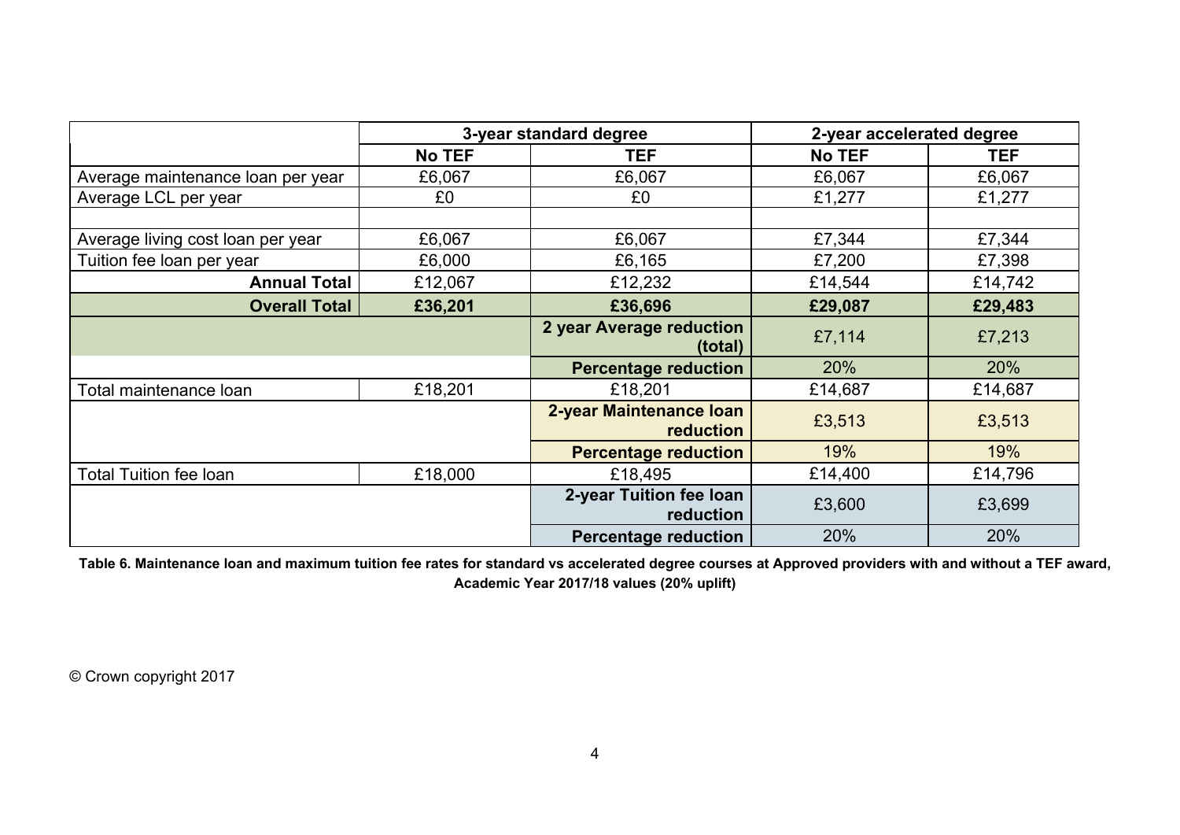| | 3-year standard degree | | 2-year accelerated degree | |
|---|---|---|---|---|
| | **No TEF** | **TEF** | **No TEF** | **TEF** |
| Average maintenance loan per year | £6,067 | £6,067 | £6,067 | £6,067 |
| Average LCL per year | £0 | £0 | £1,277 | £1,277 |
| | | | | |
| Average living cost loan per year | £6,067 | £6,067 | £7,344 | £7,344 |
| Tuition fee loan per year | £6,000 | £6,165 | £7,200 | £7,398 |
| **Annual Total** | £12,067 | £12,232 | £14,544 | £14,742 |
| **Overall Total** | **£36,201** | **£36,696** | **£29,087** | **£29,483** |
| | | **2 year Average reduction (total)** | £7,114 | £7,213 |
| | | **Percentage reduction** | 20% | 20% |
| Total maintenance loan | £18,201 | £18,201 | £14,687 | £14,687 |
| | | **2-year Maintenance loan reduction** | £3,513 | £3,513 |
| | | **Percentage reduction** | 19% | 19% |
| Total Tuition fee loan | £18,000 | £18,495 | £14,400 | £14,796 |
| | | **2-year Tuition fee loan reduction** | £3,600 | £3,699 |
| | | **Percentage reduction** | 20% | 20% |

**Table 6. Maintenance loan and maximum tuition fee rates for standard vs accelerated degree courses at Approved providers with and without a TEF award, Academic Year 2017/18 values (20% uplift)**

© Crown copyright 2017